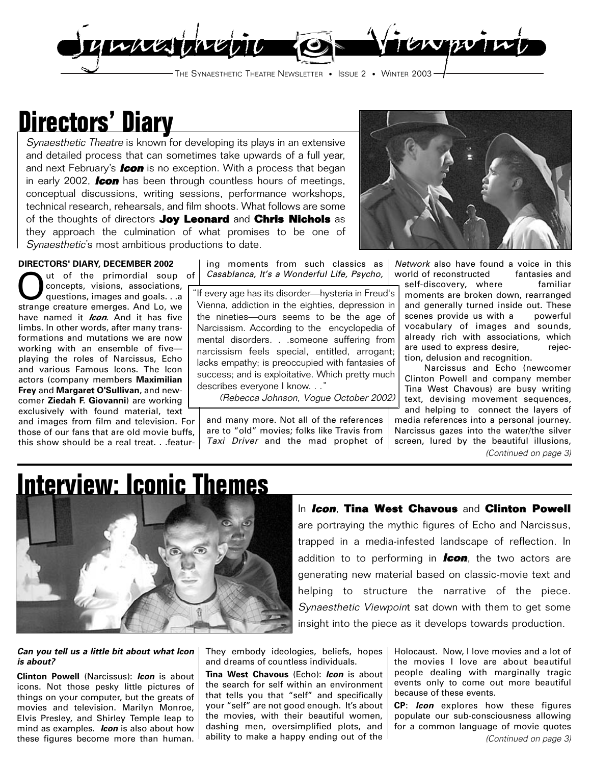# Synaesthetic Viewpoint

THE SYNAESTHETIC THEATRE NEWSLETTER • ISSUE 2 • WINTER 2003

## Directors' Diary

*Synaesthetic Theatre* is known for developing its plays in an extensive and detailed process that can sometimes take upwards of a full year, and next February's ***Icon*** is no exception. With a process that began in early 2002, ***Icon*** has been through countless hours of meetings, conceptual discussions, writing sessions, performance workshops, technical research, rehearsals, and film shoots. What follows are some of the thoughts of directors **Joy Leonard** and **Chris Nichols** as they approach the culmination of what promises to be one of *Synaesthetic*'s most ambitious productions to date.

**DIRECTORS' DIARY, DECEMBER 2002**

Out of the primordial soup of concepts, visions, associations, questions, images and goals. . .a strange creature emerges. And Lo, we have named it ***Icon***. And it has five limbs. In other words, after many transformations and mutations we are now working with an ensemble of five—playing the roles of Narcissus, Echo and various Famous Icons. The Icon actors (company members **Maximilian Frey** and **Margaret O'Sullivan**, and newcomer **Ziedah F. Giovanni**) are working exclusively with found material, text and images from film and television. For those of our fans that are old movie buffs, this show should be a real treat. . .featuring moments from such classics as *Casablanca, It's a Wonderful Life, Psycho,* and many more. Not all of the references are to "old" movies; folks like Travis from *Taxi Driver* and the mad prophet of *Network* also have found a voice in this world of reconstructed fantasies and self-discovery, where familiar moments are broken down, rearranged and generally turned inside out. These scenes provide us with a powerful vocabulary of images and sounds, already rich with associations, which are used to express desire, rejection, delusion and recognition.

> "If every age has its disorder—hysteria in Freud's Vienna, addiction in the eighties, depression in the nineties—ours seems to be the age of Narcissism. According to the encyclopedia of mental disorders. . .someone suffering from narcissism feels special, entitled, arrogant; lacks empathy; is preoccupied with fantasies of success; and is exploitative. Which pretty much describes everyone I know. . ."
>
> *(Rebecca Johnson, Vogue October 2002)*

Narcissus and Echo (newcomer Clinton Powell and company member Tina West Chavous) are busy writing text, devising movement sequences, and helping to connect the layers of media references into a personal journey. Narcissus gazes into the water/the silver screen, lured by the beautiful illusions,

*(Continued on page 3)*

## Interview: Iconic Themes

In ***Icon***, **Tina West Chavous** and **Clinton Powell** are portraying the mythic figures of Echo and Narcissus, trapped in a media-infested landscape of reflection. In addition to to performing in ***Icon***, the two actors are generating new material based on classic-movie text and helping to structure the narrative of the piece. *Synaesthetic Viewpoint* sat down with them to get some insight into the piece as it develops towards production.

***Can you tell us a little bit about what Icon is about?***

**Clinton Powell** (Narcissus): ***Icon*** is about icons. Not those pesky little pictures of things on your computer, but the greats of movies and television. Marilyn Monroe, Elvis Presley, and Shirley Temple leap to mind as examples. ***Icon*** is also about how these figures become more than human. They embody ideologies, beliefs, hopes and dreams of countless individuals.

**Tina West Chavous** (Echo): ***Icon*** is about the search for self within an environment that tells you that "self" and specifically your "self" are not good enough. It's about the movies, with their beautiful women, dashing men, oversimplified plots, and ability to make a happy ending out of the Holocaust. Now, I love movies and a lot of the movies I love are about beautiful people dealing with marginally tragic events only to come out more beautiful because of these events.

**CP**: ***Icon*** explores how these figures populate our sub-consciousness allowing for a common language of movie quotes

*(Continued on page 3)*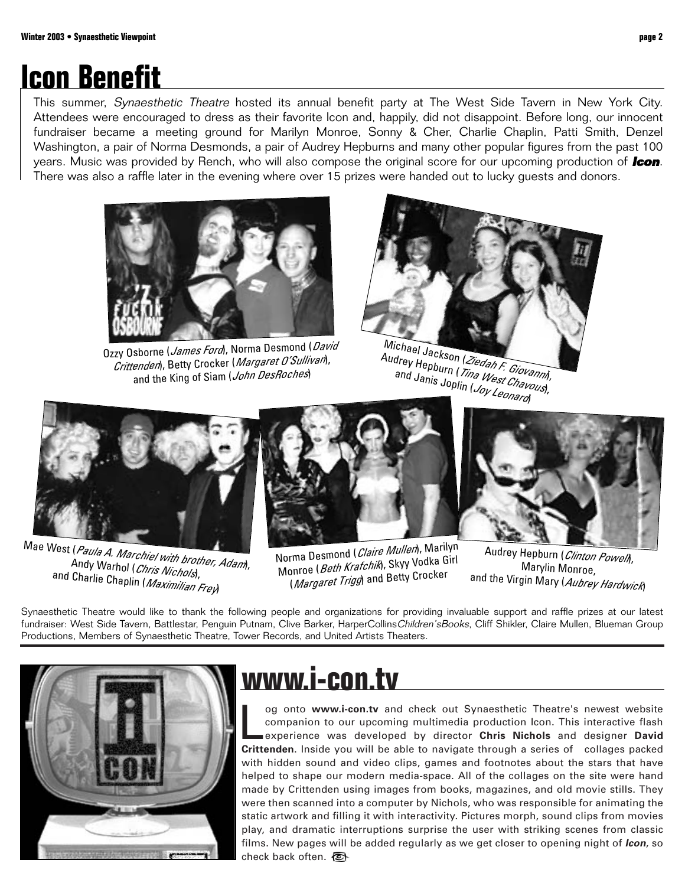# Icon Benefit

This summer, *Synaesthetic Theatre* hosted its annual benefit party at The West Side Tavern in New York City. Attendees were encouraged to dress as their favorite Icon and, happily, did not disappoint. Before long, our innocent fundraiser became a meeting ground for Marilyn Monroe, Sonny & Cher, Charlie Chaplin, Patti Smith, Denzel Washington, a pair of Norma Desmonds, a pair of Audrey Hepburns and many other popular figures from the past 100 years. Music was provided by Rench, who will also compose the original score for our upcoming production of ***Icon***. There was also a raffle later in the evening where over 15 prizes were handed out to lucky guests and donors.

Ozzy Osborne (*James Ford*), Norma Desmond (*David Crittenden*), Betty Crocker (*Margaret O'Sullivan*), and the King of Siam (*John DesRoches*)

Michael Jackson (*Ziedah F. Giovanni*), Audrey Hepburn (*Tina West Chavous*), and Janis Joplin (*Joy Leonard*)

Mae West (*Paula A. Marchiel with brother, Adam*), Andy Warhol (*Chris Nichols*), and Charlie Chaplin (*Maximilian Frey*)

Norma Desmond (*Claire Mullen*), Marilyn Monroe (*Beth Krafchik*), Skyy Vodka Girl (*Margaret Trigg*) and Betty Crocker

Audrey Hepburn (*Clinton Powell*), Marylin Monroe, and the Virgin Mary (*Aubrey Hardwick*)

Synaesthetic Theatre would like to thank the following people and organizations for providing invaluable support and raffle prizes at our latest fundraiser: West Side Tavern, Battlestar, Penguin Putnam, Clive Barker, HarperCollins*Children'sBooks*, Cliff Shikler, Claire Mullen, Blueman Group Productions, Members of Synaesthetic Theatre, Tower Records, and United Artists Theaters.

# www.i-con.tv

Log onto **www.i-con.tv** and check out Synaesthetic Theatre's newest website companion to our upcoming multimedia production Icon. This interactive flash experience was developed by director **Chris Nichols** and designer **David Crittenden**. Inside you will be able to navigate through a series of collages packed with hidden sound and video clips, games and footnotes about the stars that have helped to shape our modern media-space. All of the collages on the site were hand made by Crittenden using images from books, magazines, and old movie stills. They were then scanned into a computer by Nichols, who was responsible for animating the static artwork and filling it with interactivity. Pictures morph, sound clips from movies play, and dramatic interruptions surprise the user with striking scenes from classic films. New pages will be added regularly as we get closer to opening night of ***Icon***, so check back often.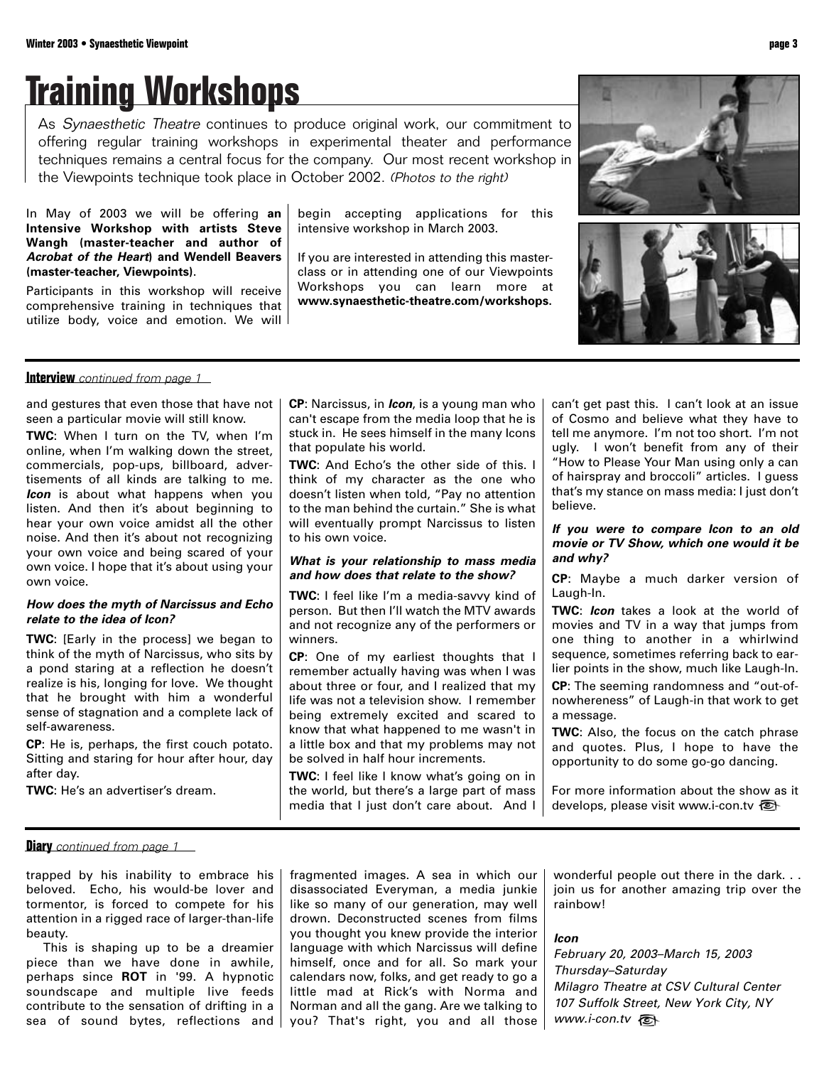# Training Workshops

As *Synaesthetic Theatre* continues to produce original work, our commitment to offering regular training workshops in experimental theater and performance techniques remains a central focus for the company. Our most recent workshop in the Viewpoints technique took place in October 2002. *(Photos to the right)*

In May of 2003 we will be offering **an Intensive Workshop with artists Steve Wangh (master-teacher and author of *Acrobat of the Heart*) and Wendell Beavers (master-teacher, Viewpoints)**.

Participants in this workshop will receive comprehensive training in techniques that utilize body, voice and emotion. We will begin accepting applications for this intensive workshop in March 2003.

If you are interested in attending this master-class or in attending one of our Viewpoints Workshops you can learn more at **www.synaesthetic-theatre.com/workshops**.

## Interview *continued from page 1*

and gestures that even those that have not seen a particular movie will still know.

**TWC**: When I turn on the TV, when I'm online, when I'm walking down the street, commercials, pop-ups, billboard, advertisements of all kinds are talking to me. ***Icon*** is about what happens when you listen. And then it's about beginning to hear your own voice amidst all the other noise. And then it's about not recognizing your own voice and being scared of your own voice. I hope that it's about using your own voice.

***How does the myth of Narcissus and Echo relate to the idea of Icon?***

**TWC**: [Early in the process] we began to think of the myth of Narcissus, who sits by a pond staring at a reflection he doesn't realize is his, longing for love. We thought that he brought with him a wonderful sense of stagnation and a complete lack of self-awareness.

**CP**: He is, perhaps, the first couch potato. Sitting and staring for hour after hour, day after day.

**TWC**: He's an advertiser's dream.

**CP**: Narcissus, in ***Icon***, is a young man who can't escape from the media loop that he is stuck in. He sees himself in the many Icons that populate his world.

**TWC**: And Echo's the other side of this. I think of my character as the one who doesn't listen when told, "Pay no attention to the man behind the curtain." She is what will eventually prompt Narcissus to listen to his own voice.

***What is your relationship to mass media and how does that relate to the show?***

**TWC**: I feel like I'm a media-savvy kind of person. But then I'll watch the MTV awards and not recognize any of the performers or winners.

**CP**: One of my earliest thoughts that I remember actually having was when I was about three or four, and I realized that my life was not a television show. I remember being extremely excited and scared to know that what happened to me wasn't in a little box and that my problems may not be solved in half hour increments.

**TWC**: I feel like I know what's going on in the world, but there's a large part of mass media that I just don't care about. And I can't get past this. I can't look at an issue of Cosmo and believe what they have to tell me anymore. I'm not too short. I'm not ugly. I won't benefit from any of their "How to Please Your Man using only a can of hairspray and broccoli" articles. I guess that's my stance on mass media: I just don't believe.

***If you were to compare Icon to an old movie or TV Show, which one would it be and why?***

**CP**: Maybe a much darker version of Laugh-In.

**TWC**: ***Icon*** takes a look at the world of movies and TV in a way that jumps from one thing to another in a whirlwind sequence, sometimes referring back to earlier points in the show, much like Laugh-In.

**CP**: The seeming randomness and "out-of-nowhereness" of Laugh-in that work to get a message.

**TWC**: Also, the focus on the catch phrase and quotes. Plus, I hope to have the opportunity to do some go-go dancing.

For more information about the show as it develops, please visit www.i-con.tv

## Diary *continued from page 1*

trapped by his inability to embrace his beloved. Echo, his would-be lover and tormentor, is forced to compete for his attention in a rigged race of larger-than-life beauty.

This is shaping up to be a dreamier piece than we have done in awhile, perhaps since **ROT** in '99. A hypnotic soundscape and multiple live feeds contribute to the sensation of drifting in a sea of sound bytes, reflections and fragmented images. A sea in which our disassociated Everyman, a media junkie like so many of our generation, may well drown. Deconstructed scenes from films you thought you knew provide the interior language with which Narcissus will define himself, once and for all. So mark your calendars now, folks, and get ready to go a little mad at Rick's with Norma and Norman and all the gang. Are we talking to you? That's right, you and all those wonderful people out there in the dark. . . join us for another amazing trip over the rainbow!

***Icon***
*February 20, 2003–March 15, 2003*
*Thursday–Saturday*
*Milagro Theatre at CSV Cultural Center*
*107 Suffolk Street, New York City, NY*
*www.i-con.tv*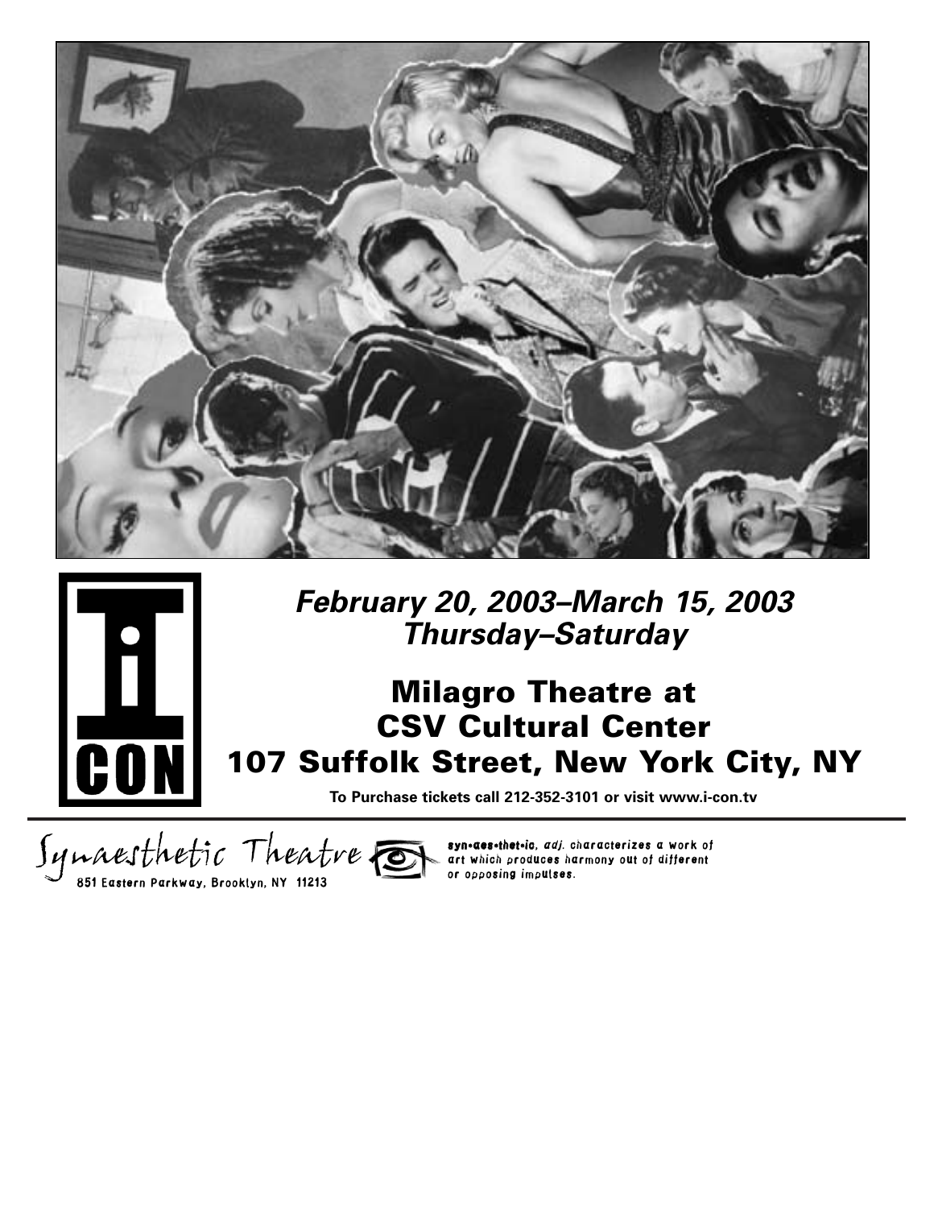i CON

***February 20, 2003–March 15, 2003***
***Thursday–Saturday***

## Milagro Theatre at
## CSV Cultural Center
## 107 Suffolk Street, New York City, NY

**To Purchase tickets call 212-352-3101 or visit www.i-con.tv**

---

Synaesthetic Theatre
851 Eastern Parkway, Brooklyn, NY 11213

**syn•aes•thet•ic**, *adj.* characterizes a work of art which produces harmony out of different or opposing impulses.